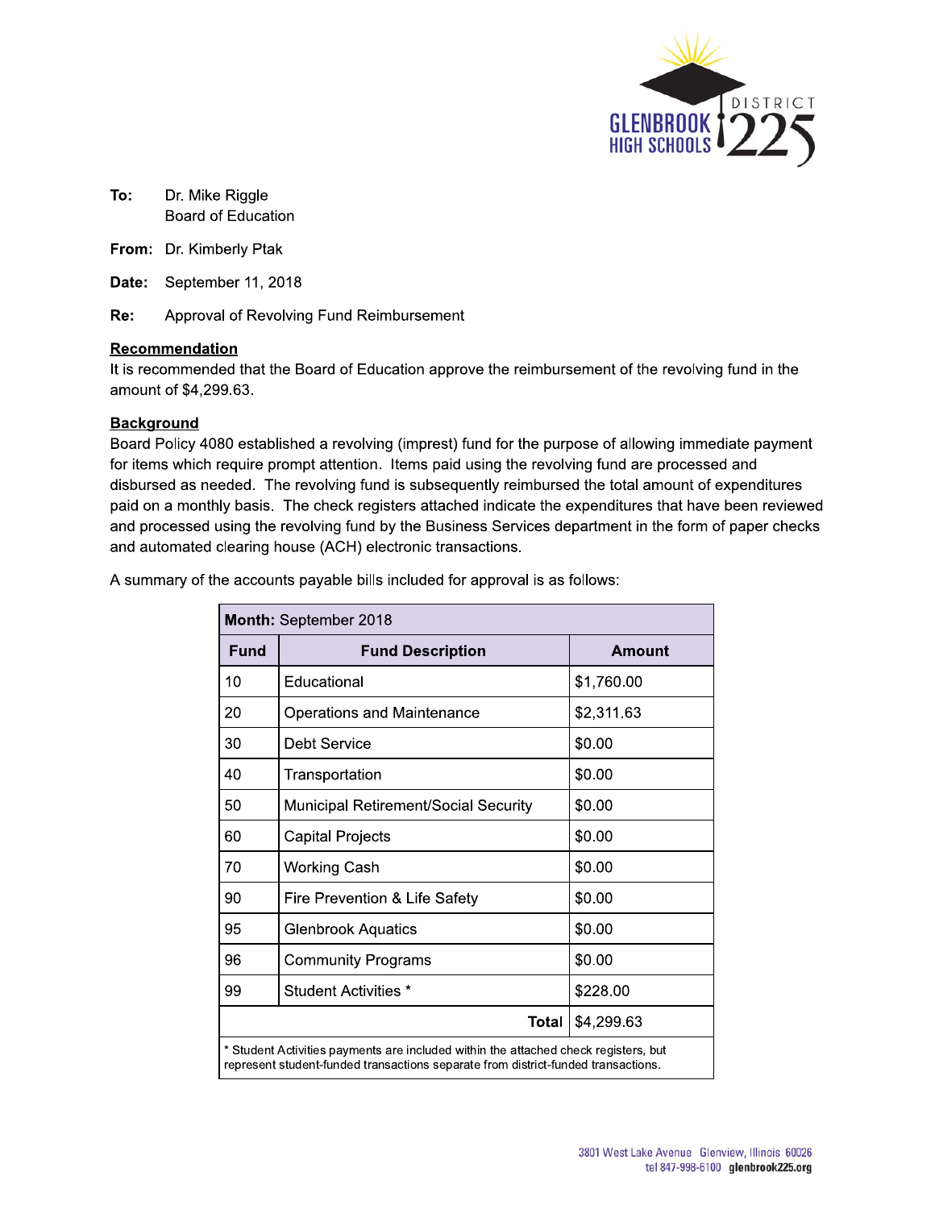**To:** Dr. Mike Riggle
Board of Education

**From:** Dr. Kimberly Ptak

**Date:** September 11, 2018

**Re:** Approval of Revolving Fund Reimbursement

**Recommendation**

It is recommended that the Board of Education approve the reimbursement of the revolving fund in the amount of $4,299.63.

**Background**

Board Policy 4080 established a revolving (imprest) fund for the purpose of allowing immediate payment for items which require prompt attention. Items paid using the revolving fund are processed and disbursed as needed. The revolving fund is subsequently reimbursed the total amount of expenditures paid on a monthly basis. The check registers attached indicate the expenditures that have been reviewed and processed using the revolving fund by the Business Services department in the form of paper checks and automated clearing house (ACH) electronic transactions.

A summary of the accounts payable bills included for approval is as follows:

| **Month:** September 2018 | | |
|---|---|---|
| **Fund** | **Fund Description** | **Amount** |
| 10 | Educational | $1,760.00 |
| 20 | Operations and Maintenance | $2,311.63 |
| 30 | Debt Service | $0.00 |
| 40 | Transportation | $0.00 |
| 50 | Municipal Retirement/Social Security | $0.00 |
| 60 | Capital Projects | $0.00 |
| 70 | Working Cash | $0.00 |
| 90 | Fire Prevention & Life Safety | $0.00 |
| 95 | Glenbrook Aquatics | $0.00 |
| 96 | Community Programs | $0.00 |
| 99 | Student Activities * | $228.00 |
| | **Total** | $4,299.63 |

* Student Activities payments are included within the attached check registers, but represent student-funded transactions separate from district-funded transactions.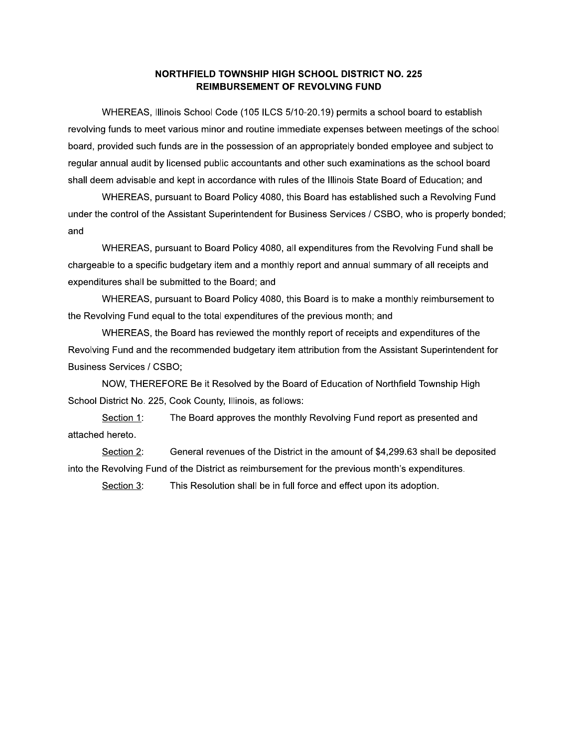# NORTHFIELD TOWNSHIP HIGH SCHOOL DISTRICT NO. 225
## REIMBURSEMENT OF REVOLVING FUND

WHEREAS, Illinois School Code (105 ILCS 5/10-20.19) permits a school board to establish revolving funds to meet various minor and routine immediate expenses between meetings of the school board, provided such funds are in the possession of an appropriately bonded employee and subject to regular annual audit by licensed public accountants and other such examinations as the school board shall deem advisable and kept in accordance with rules of the Illinois State Board of Education; and

WHEREAS, pursuant to Board Policy 4080, this Board has established such a Revolving Fund under the control of the Assistant Superintendent for Business Services / CSBO, who is properly bonded; and

WHEREAS, pursuant to Board Policy 4080, all expenditures from the Revolving Fund shall be chargeable to a specific budgetary item and a monthly report and annual summary of all receipts and expenditures shall be submitted to the Board; and

WHEREAS, pursuant to Board Policy 4080, this Board is to make a monthly reimbursement to the Revolving Fund equal to the total expenditures of the previous month; and

WHEREAS, the Board has reviewed the monthly report of receipts and expenditures of the Revolving Fund and the recommended budgetary item attribution from the Assistant Superintendent for Business Services / CSBO;

NOW, THEREFORE Be it Resolved by the Board of Education of Northfield Township High School District No. 225, Cook County, Illinois, as follows:

Section 1: The Board approves the monthly Revolving Fund report as presented and attached hereto.

Section 2: General revenues of the District in the amount of $4,299.63 shall be deposited into the Revolving Fund of the District as reimbursement for the previous month's expenditures.

Section 3: This Resolution shall be in full force and effect upon its adoption.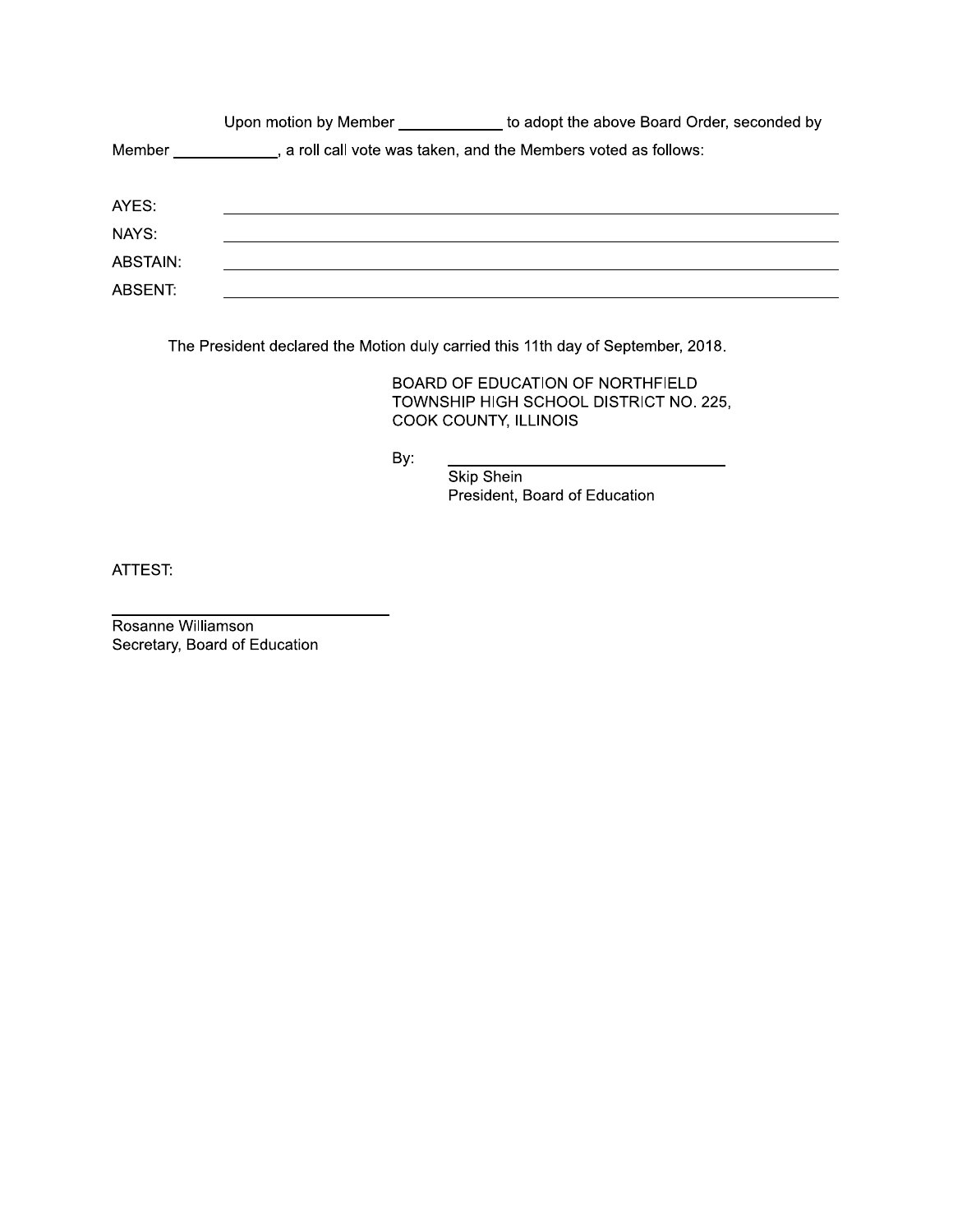Upon motion by Member ____________ to adopt the above Board Order, seconded by Member ____________, a roll call vote was taken, and the Members voted as follows:

AYES: ______________________________________________

NAYS: ______________________________________________

ABSTAIN: ______________________________________________

ABSENT: ______________________________________________

The President declared the Motion duly carried this 11th day of September, 2018.

BOARD OF EDUCATION OF NORTHFIELD TOWNSHIP HIGH SCHOOL DISTRICT NO. 225, COOK COUNTY, ILLINOIS

By: ______________________________

Skip Shein
President, Board of Education

ATTEST:

______________________________

Rosanne Williamson
Secretary, Board of Education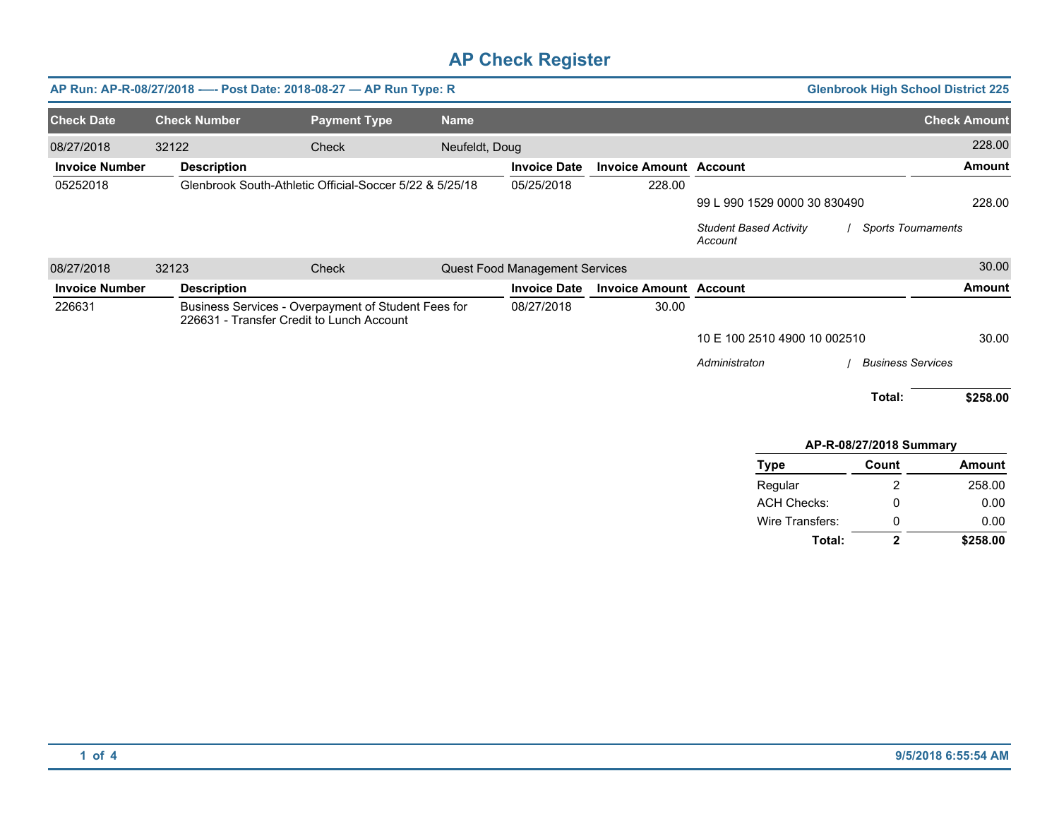# AP Check Register

**AP Run: AP-R-08/27/2018 —- Post Date: 2018-08-27 — AP Run Type: R** | **Glenbrook High School District 225**

| Check Date | Check Number | Payment Type | Name | Check Amount |
|---|---|---|---|---|
| 08/27/2018 | 32122 | Check | Neufeldt, Doug | 228.00 |

| Invoice Number | Description | Invoice Date | Invoice Amount | Account | Amount |
|---|---|---|---|---|---|
| 05252018 | Glenbrook South-Athletic Official-Soccer 5/22 & 5/25/18 | 05/25/2018 | 228.00 | | |
| | | | | 99 L 990 1529 0000 30 830490 | 228.00 |
| | | | | *Student Based Activity Account / Sports Tournaments* | |

| Check Date | Check Number | Payment Type | Name | Check Amount |
|---|---|---|---|---|
| 08/27/2018 | 32123 | Check | Quest Food Management Services | 30.00 |

| Invoice Number | Description | Invoice Date | Invoice Amount | Account | Amount |
|---|---|---|---|---|---|
| 226631 | Business Services - Overpayment of Student Fees for 226631 - Transfer Credit to Lunch Account | 08/27/2018 | 30.00 | | |
| | | | | 10 E 100 2510 4900 10 002510 | 30.00 |
| | | | | *Administraton / Business Services* | |

**Total: $258.00**

**AP-R-08/27/2018 Summary**

| Type | Count | Amount |
|---|---|---|
| Regular | 2 | 258.00 |
| ACH Checks: | 0 | 0.00 |
| Wire Transfers: | 0 | 0.00 |
| **Total:** | **2** | **$258.00** |

9/5/2018 6:55:54 AM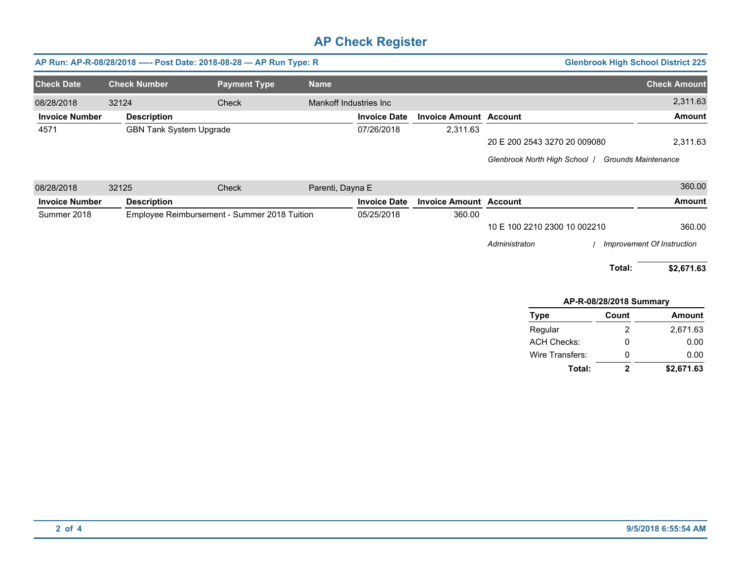# AP Check Register

**AP Run: AP-R-08/28/2018 -—- Post Date: 2018-08-28 — AP Run Type: R** | **Glenbrook High School District 225**

| Check Date | Check Number | Payment Type | Name | Check Amount |
|---|---|---|---|---|
| 08/28/2018 | 32124 | Check | Mankoff Industries Inc | 2,311.63 |

| Invoice Number | Description | Invoice Date | Invoice Amount | Account | Amount |
|---|---|---|---|---|---|
| 4571 | GBN Tank System Upgrade | 07/26/2018 | 2,311.63 | | |
| | | | | 20 E 200 2543 3270 20 009080 | 2,311.63 |
| | | | | *Glenbrook North High School / Grounds Maintenance* | |

| Check Date | Check Number | Payment Type | Name | Check Amount |
|---|---|---|---|---|
| 08/28/2018 | 32125 | Check | Parenti, Dayna E | 360.00 |

| Invoice Number | Description | Invoice Date | Invoice Amount | Account | Amount |
|---|---|---|---|---|---|
| Summer 2018 | Employee Reimbursement - Summer 2018 Tuition | 05/25/2018 | 360.00 | | |
| | | | | 10 E 100 2210 2300 10 002210 | 360.00 |
| | | | | *Administraton / Improvement Of Instruction* | |

**Total: $2,671.63**

**AP-R-08/28/2018 Summary**

| Type | Count | Amount |
|---|---|---|
| Regular | 2 | 2,671.63 |
| ACH Checks: | 0 | 0.00 |
| Wire Transfers: | 0 | 0.00 |
| **Total:** | **2** | **$2,671.63** |

**9/5/2018 6:55:54 AM**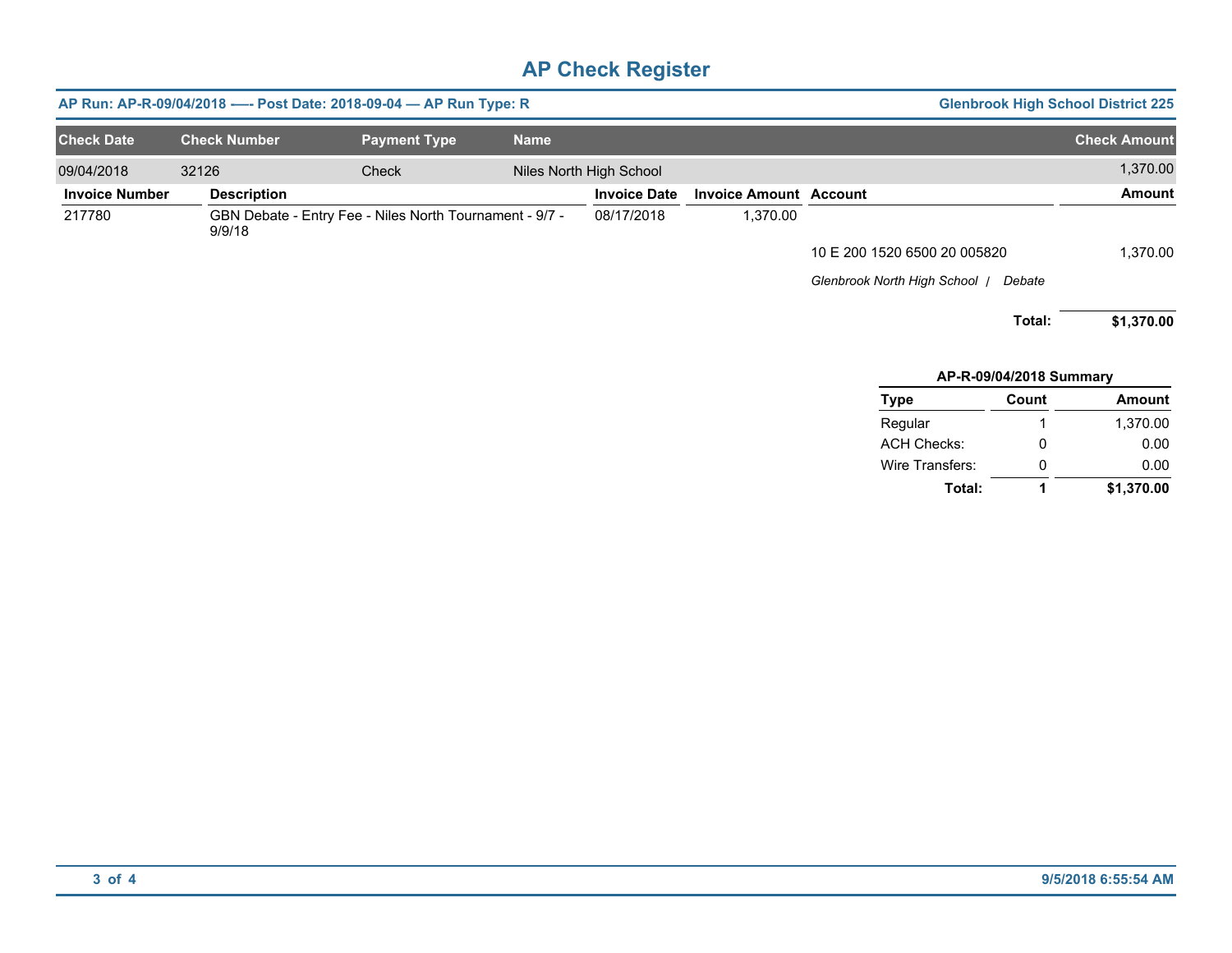# AP Check Register

**AP Run: AP-R-09/04/2018 —- Post Date: 2018-09-04 — AP Run Type: R** | **Glenbrook High School District 225**

| Check Date | Check Number | Payment Type | Name | Check Amount |
|---|---|---|---|---|
| 09/04/2018 | 32126 | Check | Niles North High School | 1,370.00 |

| Invoice Number | Description | Invoice Date | Invoice Amount | Account | Amount |
|---|---|---|---|---|---|
| 217780 | GBN Debate - Entry Fee - Niles North Tournament - 9/7 - 9/9/18 | 08/17/2018 | 1,370.00 | | |
| | | | | 10 E 200 1520 6500 20 005820 | 1,370.00 |
| | | | | *Glenbrook North High School / Debate* | |
| | | | | **Total:** | **$1,370.00** |

**AP-R-09/04/2018 Summary**

| Type | Count | Amount |
|---|---|---|
| Regular | 1 | 1,370.00 |
| ACH Checks: | 0 | 0.00 |
| Wire Transfers: | 0 | 0.00 |
| **Total:** | **1** | **$1,370.00** |

9/5/2018 6:55:54 AM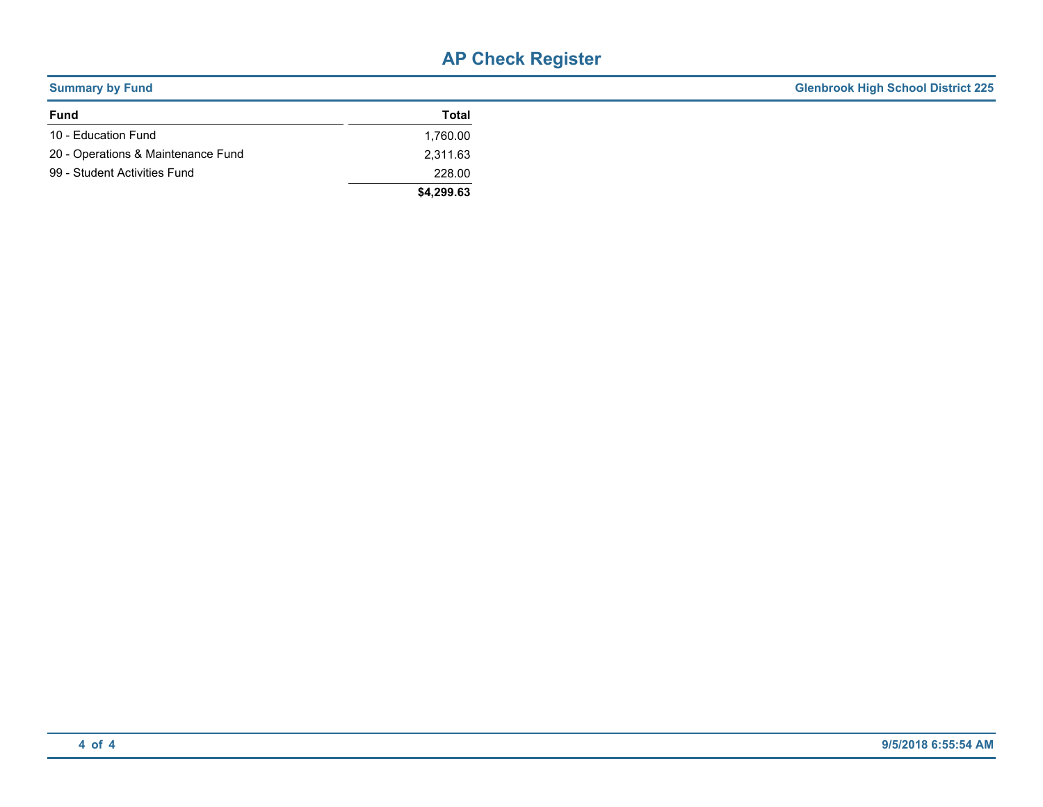# AP Check Register

**Summary by Fund** **Glenbrook High School District 225**

| Fund | Total |
| --- | --- |
| 10 - Education Fund | 1,760.00 |
| 20 - Operations & Maintenance Fund | 2,311.63 |
| 99 - Student Activities Fund | 228.00 |
| | **$4,299.63** |

**9/5/2018 6:55:54 AM**